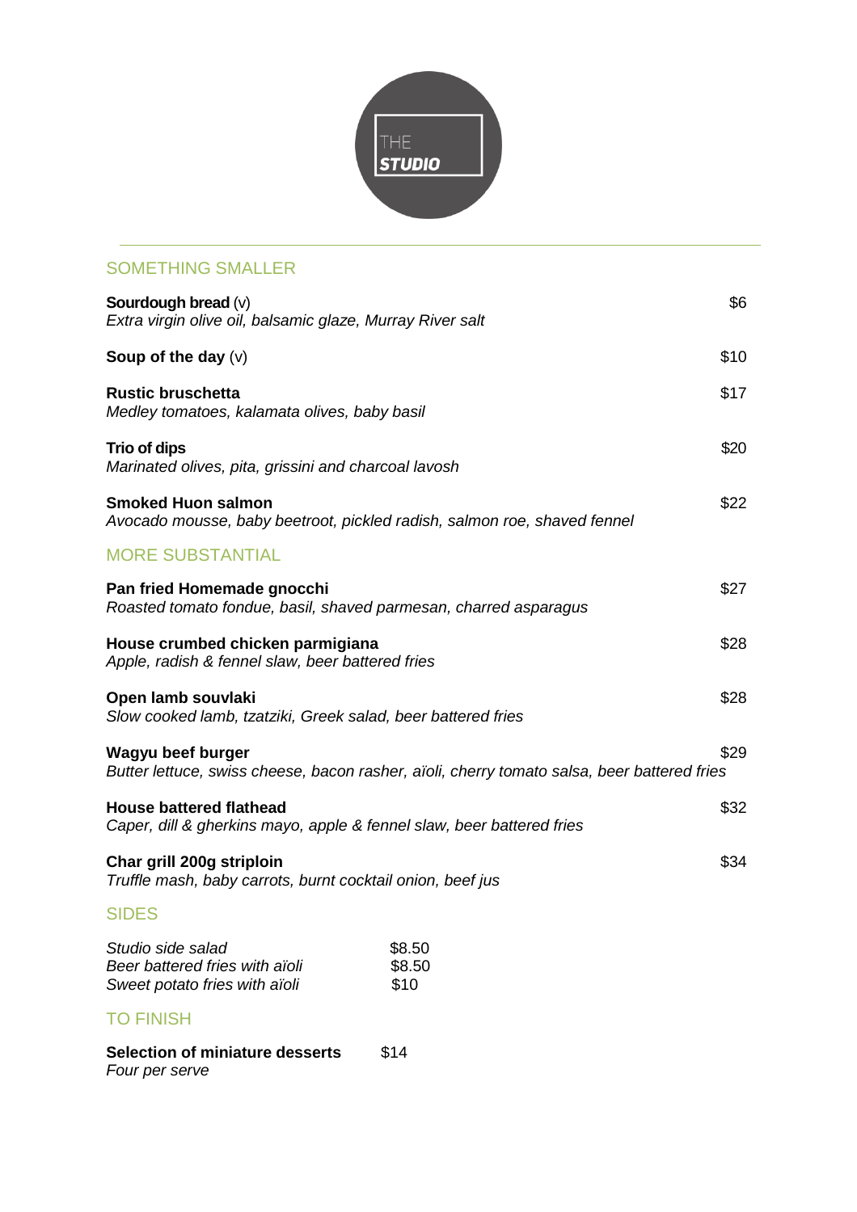THE **STUDIO**

---

## SOMETHING SMALLER

**Sourdough bread** (v) — $6
*Extra virgin olive oil, balsamic glaze, Murray River salt*

**Soup of the day** (v) — $10

**Rustic bruschetta** — $17
*Medley tomatoes, kalamata olives, baby basil*

**Trio of dips** — $20
*Marinated olives, pita, grissini and charcoal lavosh*

**Smoked Huon salmon** — $22
*Avocado mousse, baby beetroot, pickled radish, salmon roe, shaved fennel*

## MORE SUBSTANTIAL

**Pan fried Homemade gnocchi** — $27
*Roasted tomato fondue, basil, shaved parmesan, charred asparagus*

**House crumbed chicken parmigiana** — $28
*Apple, radish & fennel slaw, beer battered fries*

**Open lamb souvlaki** — $28
*Slow cooked lamb, tzatziki, Greek salad, beer battered fries*

**Wagyu beef burger** — $29
*Butter lettuce, swiss cheese, bacon rasher, aïoli, cherry tomato salsa, beer battered fries*

**House battered flathead** — $32
*Caper, dill & gherkins mayo, apple & fennel slaw, beer battered fries*

**Char grill 200g striploin** — $34
*Truffle mash, baby carrots, burnt cocktail onion, beef jus*

## SIDES

*Studio side salad* — $8.50
*Beer battered fries with aïoli* — $8.50
*Sweet potato fries with aïoli* — $10

## TO FINISH

**Selection of miniature desserts** — $14
*Four per serve*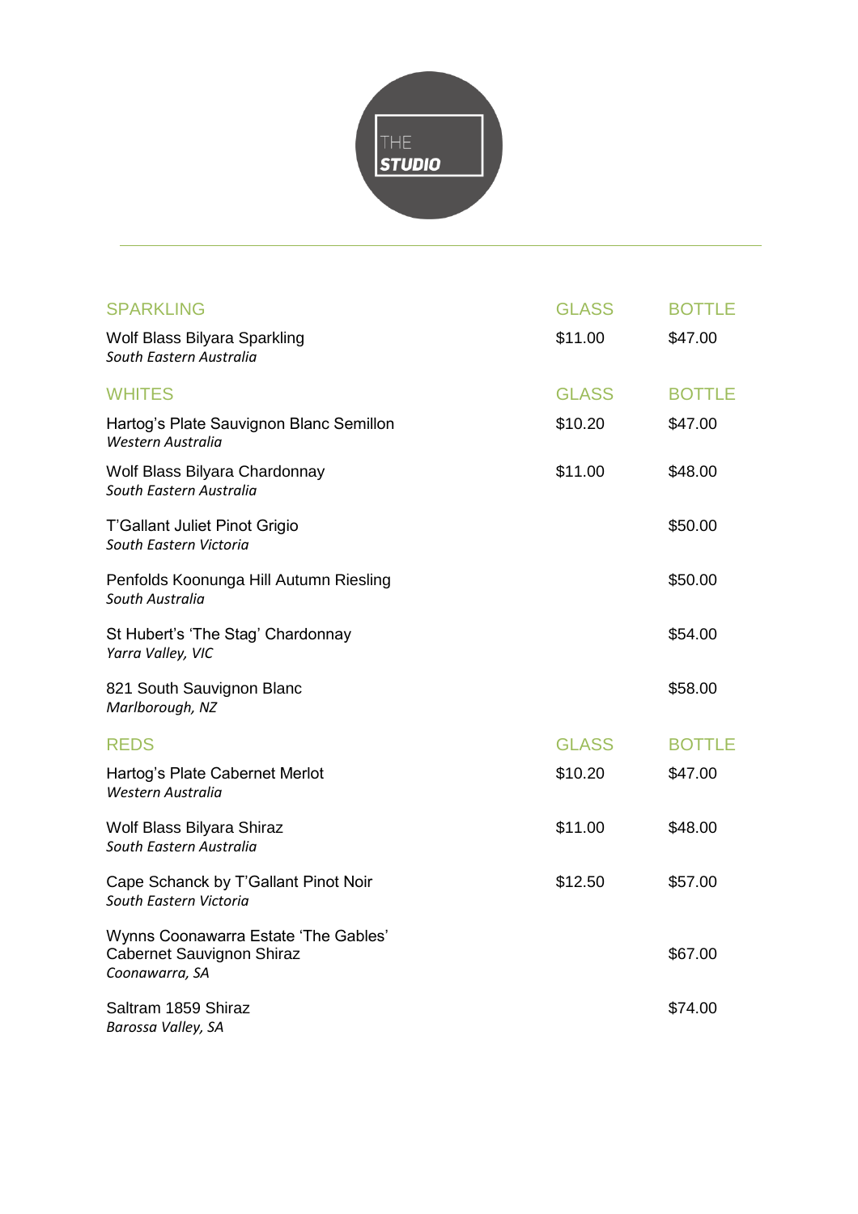# THE STUDIO

| SPARKLING | GLASS | BOTTLE |
|---|---|---|
| Wolf Blass Bilyara Sparkling<br>*South Eastern Australia* | $11.00 | $47.00 |

| WHITES | GLASS | BOTTLE |
|---|---|---|
| Hartog's Plate Sauvignon Blanc Semillon<br>*Western Australia* | $10.20 | $47.00 |
| Wolf Blass Bilyara Chardonnay<br>*South Eastern Australia* | $11.00 | $48.00 |
| T'Gallant Juliet Pinot Grigio<br>*South Eastern Victoria* | | $50.00 |
| Penfolds Koonunga Hill Autumn Riesling<br>*South Australia* | | $50.00 |
| St Hubert's 'The Stag' Chardonnay<br>*Yarra Valley, VIC* | | $54.00 |
| 821 South Sauvignon Blanc<br>*Marlborough, NZ* | | $58.00 |

| REDS | GLASS | BOTTLE |
|---|---|---|
| Hartog's Plate Cabernet Merlot<br>*Western Australia* | $10.20 | $47.00 |
| Wolf Blass Bilyara Shiraz<br>*South Eastern Australia* | $11.00 | $48.00 |
| Cape Schanck by T'Gallant Pinot Noir<br>*South Eastern Victoria* | $12.50 | $57.00 |
| Wynns Coonawarra Estate 'The Gables' Cabernet Sauvignon Shiraz<br>*Coonawarra, SA* | | $67.00 |
| Saltram 1859 Shiraz<br>*Barossa Valley, SA* | | $74.00 |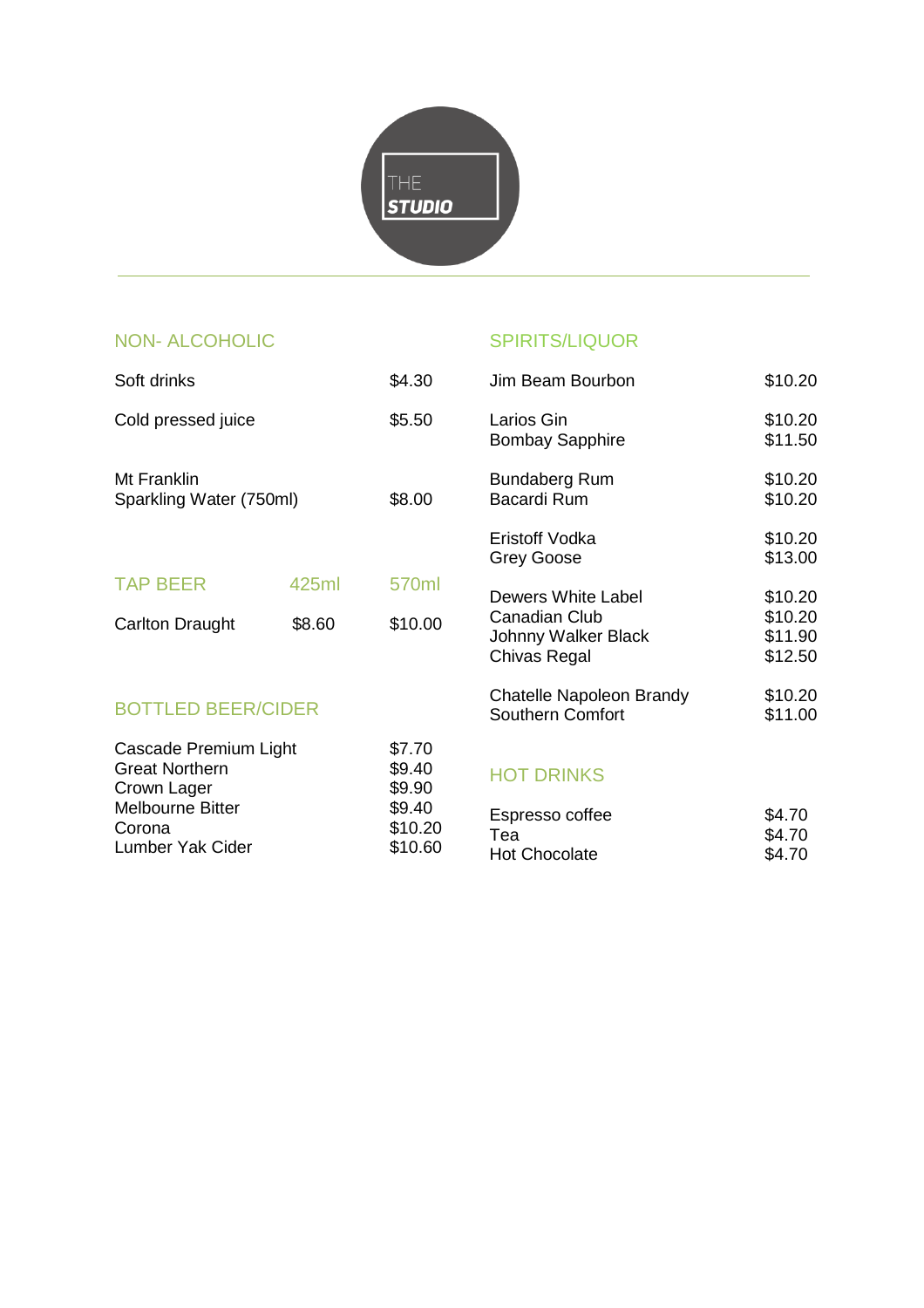THE **STUDIO**

## NON- ALCOHOLIC

| | |
|---|---|
| Soft drinks | $4.30 |
| Cold pressed juice | $5.50 |
| Mt Franklin Sparkling Water (750ml) | $8.00 |

## TAP BEER

| TAP BEER | 425ml | 570ml |
|---|---|---|
| Carlton Draught | $8.60 | $10.00 |

## BOTTLED BEER/CIDER

| | |
|---|---|
| Cascade Premium Light | $7.70 |
| Great Northern | $9.40 |
| Crown Lager | $9.90 |
| Melbourne Bitter | $9.40 |
| Corona | $10.20 |
| Lumber Yak Cider | $10.60 |

## SPIRITS/LIQUOR

| | |
|---|---|
| Jim Beam Bourbon | $10.20 |
| Larios Gin | $10.20 |
| Bombay Sapphire | $11.50 |
| Bundaberg Rum | $10.20 |
| Bacardi Rum | $10.20 |
| Eristoff Vodka | $10.20 |
| Grey Goose | $13.00 |
| Dewers White Label | $10.20 |
| Canadian Club | $10.20 |
| Johnny Walker Black | $11.90 |
| Chivas Regal | $12.50 |
| Chatelle Napoleon Brandy | $10.20 |
| Southern Comfort | $11.00 |

## HOT DRINKS

| | |
|---|---|
| Espresso coffee | $4.70 |
| Tea | $4.70 |
| Hot Chocolate | $4.70 |